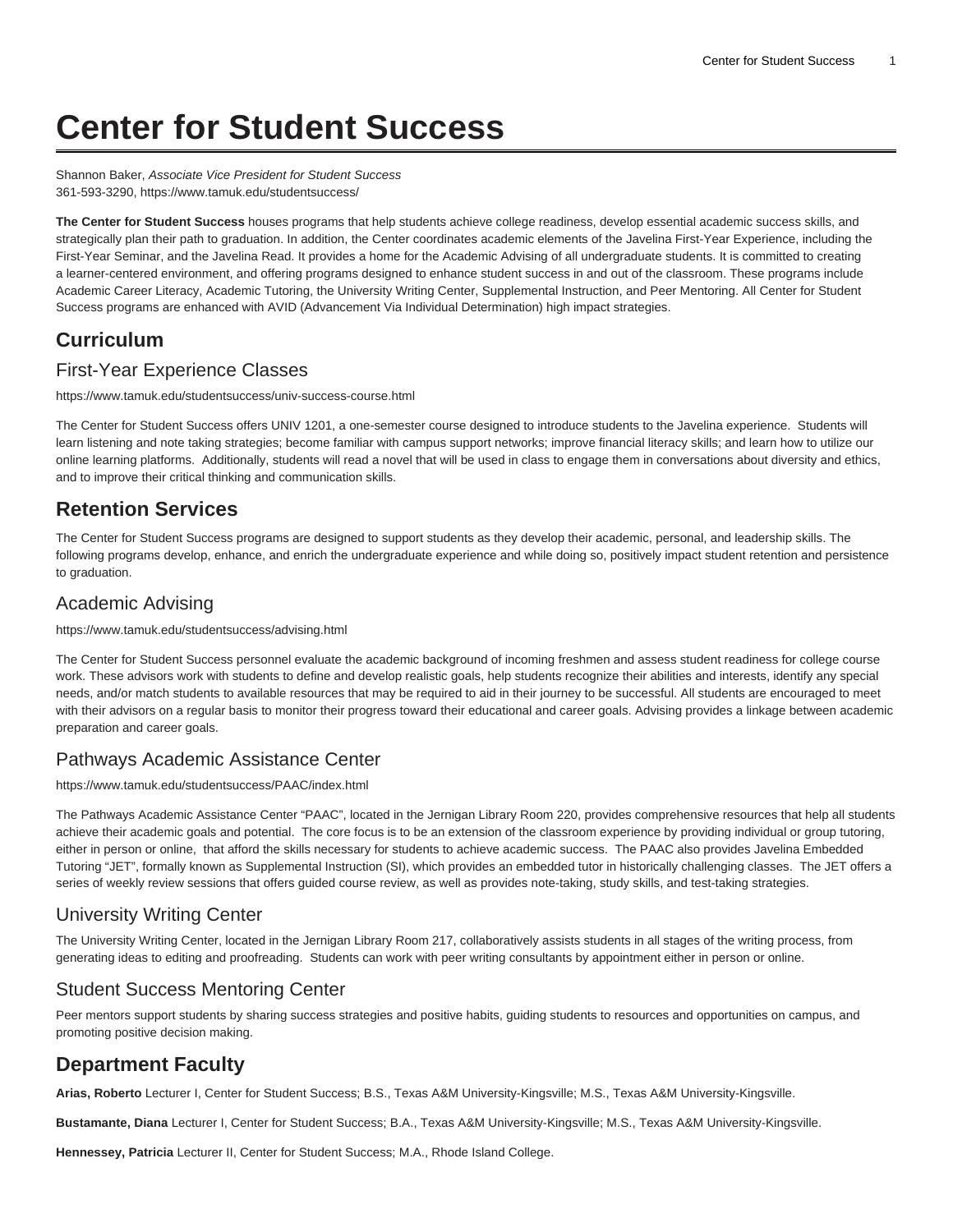# Center for Student Success

Shannon Baker, *Associate Vice President for Student Success*
361-593-3290, https://www.tamuk.edu/studentsuccess/

**The Center for Student Success** houses programs that help students achieve college readiness, develop essential academic success skills, and strategically plan their path to graduation. In addition, the Center coordinates academic elements of the Javelina First-Year Experience, including the First-Year Seminar, and the Javelina Read. It provides a home for the Academic Advising of all undergraduate students. It is committed to creating a learner-centered environment, and offering programs designed to enhance student success in and out of the classroom. These programs include Academic Career Literacy, Academic Tutoring, the University Writing Center, Supplemental Instruction, and Peer Mentoring. All Center for Student Success programs are enhanced with AVID (Advancement Via Individual Determination) high impact strategies.

## Curriculum

### First-Year Experience Classes

https://www.tamuk.edu/studentsuccess/univ-success-course.html

The Center for Student Success offers UNIV 1201, a one-semester course designed to introduce students to the Javelina experience. Students will learn listening and note taking strategies; become familiar with campus support networks; improve financial literacy skills; and learn how to utilize our online learning platforms. Additionally, students will read a novel that will be used in class to engage them in conversations about diversity and ethics, and to improve their critical thinking and communication skills.

## Retention Services

The Center for Student Success programs are designed to support students as they develop their academic, personal, and leadership skills. The following programs develop, enhance, and enrich the undergraduate experience and while doing so, positively impact student retention and persistence to graduation.

### Academic Advising

https://www.tamuk.edu/studentsuccess/advising.html

The Center for Student Success personnel evaluate the academic background of incoming freshmen and assess student readiness for college course work. These advisors work with students to define and develop realistic goals, help students recognize their abilities and interests, identify any special needs, and/or match students to available resources that may be required to aid in their journey to be successful. All students are encouraged to meet with their advisors on a regular basis to monitor their progress toward their educational and career goals. Advising provides a linkage between academic preparation and career goals.

### Pathways Academic Assistance Center

https://www.tamuk.edu/studentsuccess/PAAC/index.html

The Pathways Academic Assistance Center "PAAC", located in the Jernigan Library Room 220, provides comprehensive resources that help all students achieve their academic goals and potential. The core focus is to be an extension of the classroom experience by providing individual or group tutoring, either in person or online, that afford the skills necessary for students to achieve academic success. The PAAC also provides Javelina Embedded Tutoring "JET", formally known as Supplemental Instruction (SI), which provides an embedded tutor in historically challenging classes. The JET offers a series of weekly review sessions that offers guided course review, as well as provides note-taking, study skills, and test-taking strategies.

### University Writing Center

The University Writing Center, located in the Jernigan Library Room 217, collaboratively assists students in all stages of the writing process, from generating ideas to editing and proofreading. Students can work with peer writing consultants by appointment either in person or online.

### Student Success Mentoring Center

Peer mentors support students by sharing success strategies and positive habits, guiding students to resources and opportunities on campus, and promoting positive decision making.

## Department Faculty

**Arias, Roberto** Lecturer I, Center for Student Success; B.S., Texas A&M University-Kingsville; M.S., Texas A&M University-Kingsville.

**Bustamante, Diana** Lecturer I, Center for Student Success; B.A., Texas A&M University-Kingsville; M.S., Texas A&M University-Kingsville.

**Hennessey, Patricia** Lecturer II, Center for Student Success; M.A., Rhode Island College.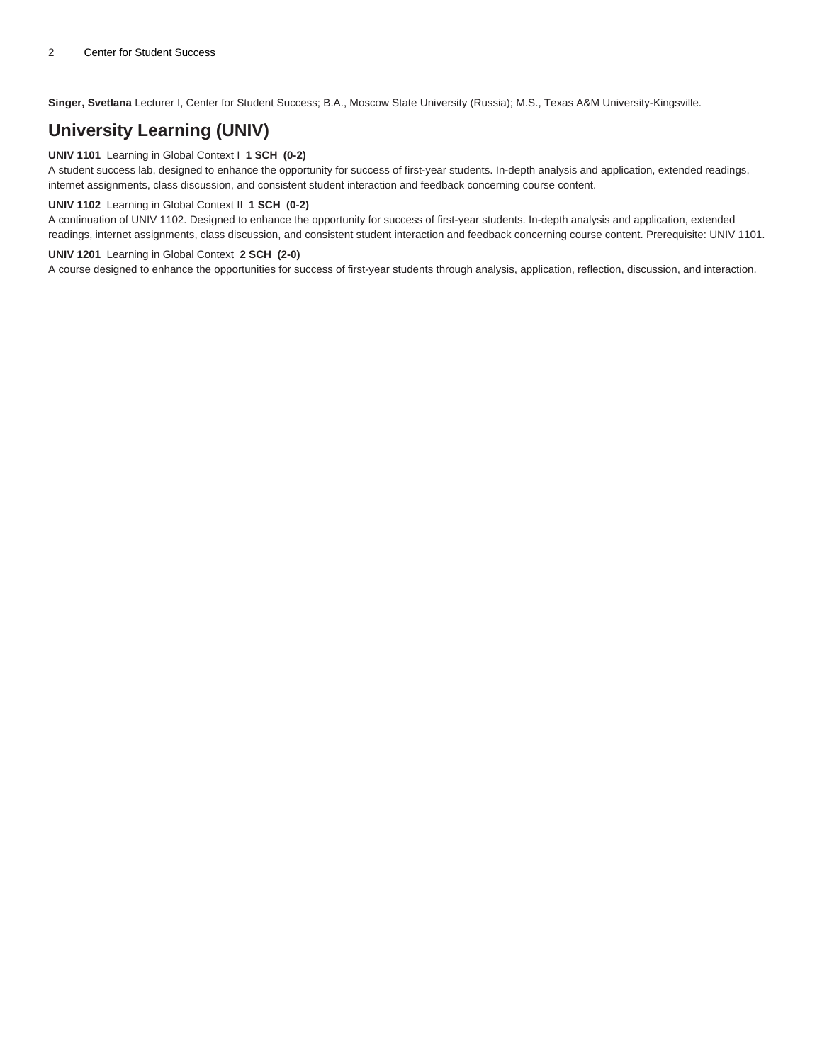**Singer, Svetlana** Lecturer I, Center for Student Success; B.A., Moscow State University (Russia); M.S., Texas A&M University-Kingsville.

## University Learning (UNIV)

**UNIV 1101** Learning in Global Context I **1 SCH (0-2)**
A student success lab, designed to enhance the opportunity for success of first-year students. In-depth analysis and application, extended readings, internet assignments, class discussion, and consistent student interaction and feedback concerning course content.

**UNIV 1102** Learning in Global Context II **1 SCH (0-2)**
A continuation of UNIV 1102. Designed to enhance the opportunity for success of first-year students. In-depth analysis and application, extended readings, internet assignments, class discussion, and consistent student interaction and feedback concerning course content. Prerequisite: UNIV 1101.

**UNIV 1201** Learning in Global Context **2 SCH (2-0)**
A course designed to enhance the opportunities for success of first-year students through analysis, application, reflection, discussion, and interaction.